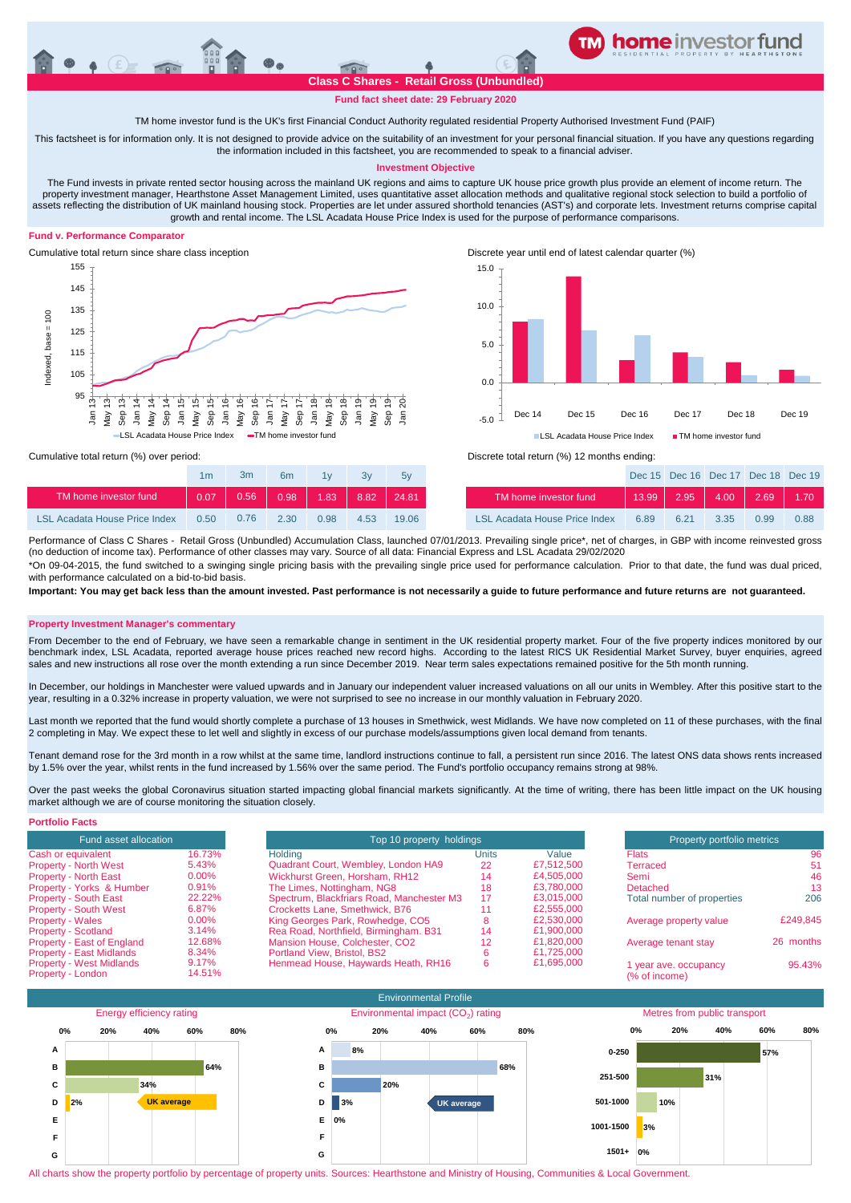# TM home investor fund

## Class C Shares - Retail Gross (Unbundled)

**Fund fact sheet date: 29 February 2020**

TM home investor fund is the UK's first Financial Conduct Authority regulated residential Property Authorised Investment Fund (PAIF)

This factsheet is for information only. It is not designed to provide advice on the suitability of an investment for your personal financial situation. If you have any questions regarding the information included in this factsheet, you are recommended to speak to a financial adviser.

### Investment Objective

The Fund invests in private rented sector housing across the mainland UK regions and aims to capture UK house price growth plus provide an element of income return. The property investment manager, Hearthstone Asset Management Limited, uses quantitative asset allocation methods and qualitative regional stock selection to build a portfolio of assets reflecting the distribution of UK mainland housing stock. Properties are let under assured shorthold tenancies (AST's) and corporate lets. Investment returns comprise capital growth and rental income. The LSL Acadata House Price Index is used for the purpose of performance comparisons.

### Fund v. Performance Comparator

Cumulative total return since share class inception

Discrete year until end of latest calendar quarter (%)

Cumulative total return (%) over period:

| | 1m | 3m | 6m | 1y | 3y | 5y |
|---|---|---|---|---|---|---|
| TM home investor fund | 0.07 | 0.56 | 0.98 | 1.83 | 8.82 | 24.81 |
| LSL Acadata House Price Index | 0.50 | 0.76 | 2.30 | 0.98 | 4.53 | 19.06 |

Discrete total return (%) 12 months ending:

| | Dec 15 | Dec 16 | Dec 17 | Dec 18 | Dec 19 |
|---|---|---|---|---|---|
| TM home investor fund | 13.99 | 2.95 | 4.00 | 2.69 | 1.70 |
| LSL Acadata House Price Index | 6.89 | 6.21 | 3.35 | 0.99 | 0.88 |

Performance of Class C Shares - Retail Gross (Unbundled) Accumulation Class, launched 07/01/2013. Prevailing single price*, net of charges, in GBP with income reinvested gross (no deduction of income tax). Performance of other classes may vary. Source of all data: Financial Express and LSL Acadata 29/02/2020

*On 09-04-2015, the fund switched to a swinging single pricing basis with the prevailing single price used for performance calculation. Prior to that date, the fund was dual priced, with performance calculated on a bid-to-bid basis.

**Important: You may get back less than the amount invested. Past performance is not necessarily a guide to future performance and future returns are not guaranteed.**

### Property Investment Manager's commentary

From December to the end of February, we have seen a remarkable change in sentiment in the UK residential property market. Four of the five property indices monitored by our benchmark index, LSL Acadata, reported average house prices reached new record highs. According to the latest RICS UK Residential Market Survey, buyer enquiries, agreed sales and new instructions all rose over the month extending a run since December 2019. Near term sales expectations remained positive for the 5th month running.

In December, our holdings in Manchester were valued upwards and in January our independent valuer increased valuations on all our units in Wembley. After this positive start to the year, resulting in a 0.32% increase in property valuation, we were not surprised to see no increase in our monthly valuation in February 2020.

Last month we reported that the fund would shortly complete a purchase of 13 houses in Smethwick, west Midlands. We have now completed on 11 of these purchases, with the final 2 completing in May. We expect these to let well and slightly in excess of our purchase models/assumptions given local demand from tenants.

Tenant demand rose for the 3rd month in a row whilst at the same time, landlord instructions continue to fall, a persistent run since 2016. The latest ONS data shows rents increased by 1.5% over the year, whilst rents in the fund increased by 1.56% over the same period. The Fund's portfolio occupancy remains strong at 98%.

Over the past weeks the global Coronavirus situation started impacting global financial markets significantly. At the time of writing, there has been little impact on the UK housing market although we are of course monitoring the situation closely.

### Portfolio Facts

| Fund asset allocation | |
|---|---|
| Cash or equivalent | 16.73% |
| Property - North West | 5.43% |
| Property - North East | 0.00% |
| Property - Yorks & Humber | 0.91% |
| Property - South East | 22.22% |
| Property - South West | 6.87% |
| Property - Wales | 0.00% |
| Property - Scotland | 3.14% |
| Property - East of England | 12.68% |
| Property - East Midlands | 8.34% |
| Property - West Midlands | 9.17% |
| Property - London | 14.51% |

| Holding | Units | Value |
|---|---|---|
| Quadrant Court, Wembley, London HA9 | 22 | £7,512,500 |
| Wickhurst Green, Horsham, RH12 | 14 | £4,505,000 |
| The Limes, Nottingham, NG8 | 18 | £3,780,000 |
| Spectrum, Blackfriars Road, Manchester M3 | 17 | £3,015,000 |
| Crocketts Lane, Smethwick, B76 | 11 | £2,555,000 |
| King Georges Park, Rowhedge, CO5 | 8 | £2,530,000 |
| Rea Road, Northfield, Birmingham. B31 | 14 | £1,900,000 |
| Mansion House, Colchester, CO2 | 12 | £1,820,000 |
| Portland View, Bristol, BS2 | 6 | £1,725,000 |
| Henmead House, Haywards Heath, RH16 | 6 | £1,695,000 |

| Property portfolio metrics | |
|---|---|
| Flats | 96 |
| Terraced | 51 |
| Semi | 46 |
| Detached | 13 |
| Total number of properties | 206 |
| Average property value | £249,845 |
| Average tenant stay | 26 months |
| 1 year ave. occupancy (% of income) | 95.43% |

### Environmental Profile

| Energy efficiency rating | |
|---|---|
| A | |
| B | 64% |
| C | 34% |
| D | 2% |
| E | |
| F | |
| G | |

| Environmental impact ($CO_2$) rating | |
|---|---|
| A | 8% |
| B | 68% |
| C | 20% |
| D | 3% |
| E | 0% |
| F | |
| G | |

| Metres from public transport | |
|---|---|
| 0-250 | 57% |
| 251-500 | 31% |
| 501-1000 | 10% |
| 1001-1500 | 3% |
| 1501+ | 0% |

All charts show the property portfolio by percentage of property units. Sources: Hearthstone and Ministry of Housing, Communities & Local Government.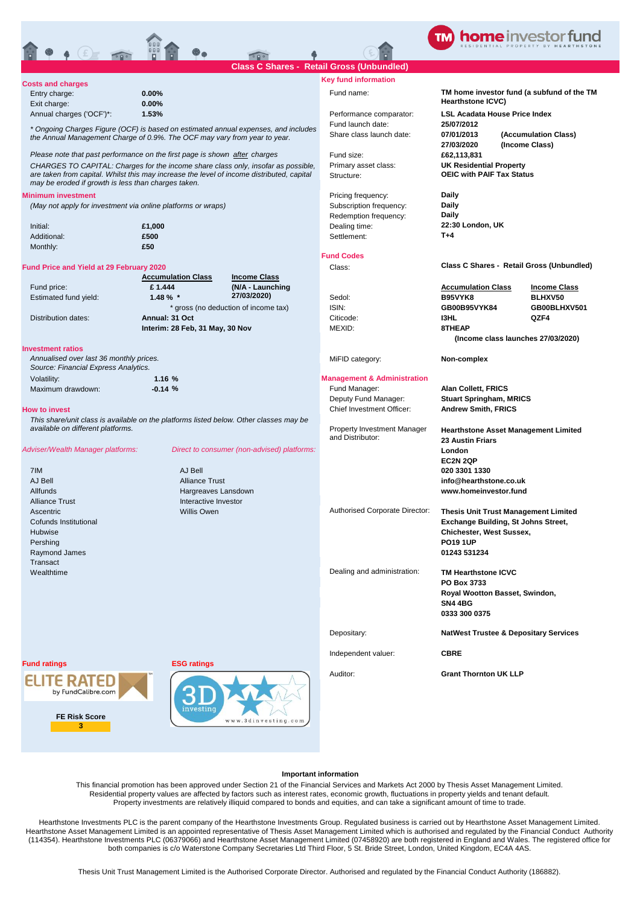## Class C Shares - Retail Gross (Unbundled)

### Costs and charges

| | |
|---|---|
| Entry charge: | **0.00%** |
| Exit charge: | **0.00%** |
| Annual charges ('OCF')*: | **1.53%** |

*\* Ongoing Charges Figure (OCF) is based on estimated annual expenses, and includes the Annual Management Charge of 0.9%. The OCF may vary from year to year.*

*Please note that past performance on the first page is shown after charges*

*CHARGES TO CAPITAL: Charges for the income share class only, insofar as possible, are taken from capital. Whilst this may increase the level of income distributed, capital may be eroded if growth is less than charges taken.*

### Minimum investment

*(May not apply for investment via online platforms or wraps)*

| | |
|---|---|
| Initial: | **£1,000** |
| Additional: | **£500** |
| Monthly: | **£50** |

### Fund Price and Yield at 29 February 2020

| | Accumulation Class | Income Class |
|---|---|---|
| Fund price: | **£ 1.444** | **(N/A - Launching 27/03/2020)** |
| Estimated fund yield: | **1.48 % \*** | |

\* gross (no deduction of income tax)

| | |
|---|---|
| Distribution dates: | **Annual: 31 Oct** |
| | **Interim: 28 Feb, 31 May, 30 Nov** |

### Investment ratios

*Annualised over last 36 monthly prices.*
*Source: Financial Express Analytics.*

| | |
|---|---|
| Volatility: | **1.16 %** |
| Maximum drawdown: | **-0.14 %** |

### How to invest

*This share/unit class is available on the platforms listed below. Other classes may be available on different platforms.*

*Adviser/Wealth Manager platforms:*

- 7IM
- AJ Bell
- Allfunds
- Alliance Trust
- Ascentric
- Cofunds Institutional
- Hubwise
- Pershing
- Raymond James
- Transact
- Wealthtime

*Direct to consumer (non-advised) platforms:*

- AJ Bell
- Alliance Trust
- Hargreaves Lansdown
- Interactive Investor
- Willis Owen

### Fund ratings

ELITE RATED by FundCalibre.com

FE Risk Score
3

### ESG ratings

3D investing
www.3dinvesting.com

### Key fund information

| | |
|---|---|
| Fund name: | **TM home investor fund (a subfund of the TM Hearthstone ICVC)** |
| Performance comparator: | **LSL Acadata House Price Index** |
| Fund launch date: | **25/07/2012** |
| Share class launch date: | **07/01/2013 (Accumulation Class)** |
| | **27/03/2020 (Income Class)** |
| Fund size: | **£62,113,831** |
| Primary asset class: | **UK Residential Property** |
| Structure: | **OEIC with PAIF Tax Status** |
| Pricing frequency: | **Daily** |
| Subscription frequency: | **Daily** |
| Redemption frequency: | **Daily** |
| Dealing time: | **22:30 London, UK** |
| Settlement: | **T+4** |

### Fund Codes

| Class: | Class C Shares - Retail Gross (Unbundled) | |
|---|---|---|
| | **Accumulation Class** | **Income Class** |
| Sedol: | **B95VYK8** | **BLHXV50** |
| ISIN: | **GB00B95VYK84** | **GB00BLHXV501** |
| Citicode: | **I3HL** | **QZF4** |
| MEXID: | **8THEAP** | |

**(Income class launches 27/03/2020)**

| | |
|---|---|
| MiFID category: | **Non-complex** |

### Management & Administration

| | |
|---|---|
| Fund Manager: | **Alan Collett, FRICS** |
| Deputy Fund Manager: | **Stuart Springham, MRICS** |
| Chief Investment Officer: | **Andrew Smith, FRICS** |
| Property Investment Manager and Distributor: | **Hearthstone Asset Management Limited, 23 Austin Friars, London, EC2N 2QP, 020 3301 1330, info@hearthstone.co.uk, www.homeinvestor.fund** |
| Authorised Corporate Director: | **Thesis Unit Trust Management Limited, Exchange Building, St Johns Street, Chichester, West Sussex, PO19 1UP, 01243 531234** |
| Dealing and administration: | **TM Hearthstone ICVC, PO Box 3733, Royal Wootton Basset, Swindon, SN4 4BG, 0333 300 0375** |
| Depositary: | **NatWest Trustee & Depositary Services** |
| Independent valuer: | **CBRE** |
| Auditor: | **Grant Thornton UK LLP** |

**Important information**

This financial promotion has been approved under Section 21 of the Financial Services and Markets Act 2000 by Thesis Asset Management Limited. Residential property values are affected by factors such as interest rates, economic growth, fluctuations in property yields and tenant default. Property investments are relatively illiquid compared to bonds and equities, and can take a significant amount of time to trade.

Hearthstone Investments PLC is the parent company of the Hearthstone Investments Group. Regulated business is carried out by Hearthstone Asset Management Limited. Hearthstone Asset Management Limited is an appointed representative of Thesis Asset Management Limited which is authorised and regulated by the Financial Conduct Authority (114354). Hearthstone Investments PLC (06379066) and Hearthstone Asset Management Limited (07458920) are both registered in England and Wales. The registered office for both companies is c/o Waterstone Company Secretaries Ltd Third Floor, 5 St. Bride Street, London, United Kingdom, EC4A 4AS.

Thesis Unit Trust Management Limited is the Authorised Corporate Director. Authorised and regulated by the Financial Conduct Authority (186882).